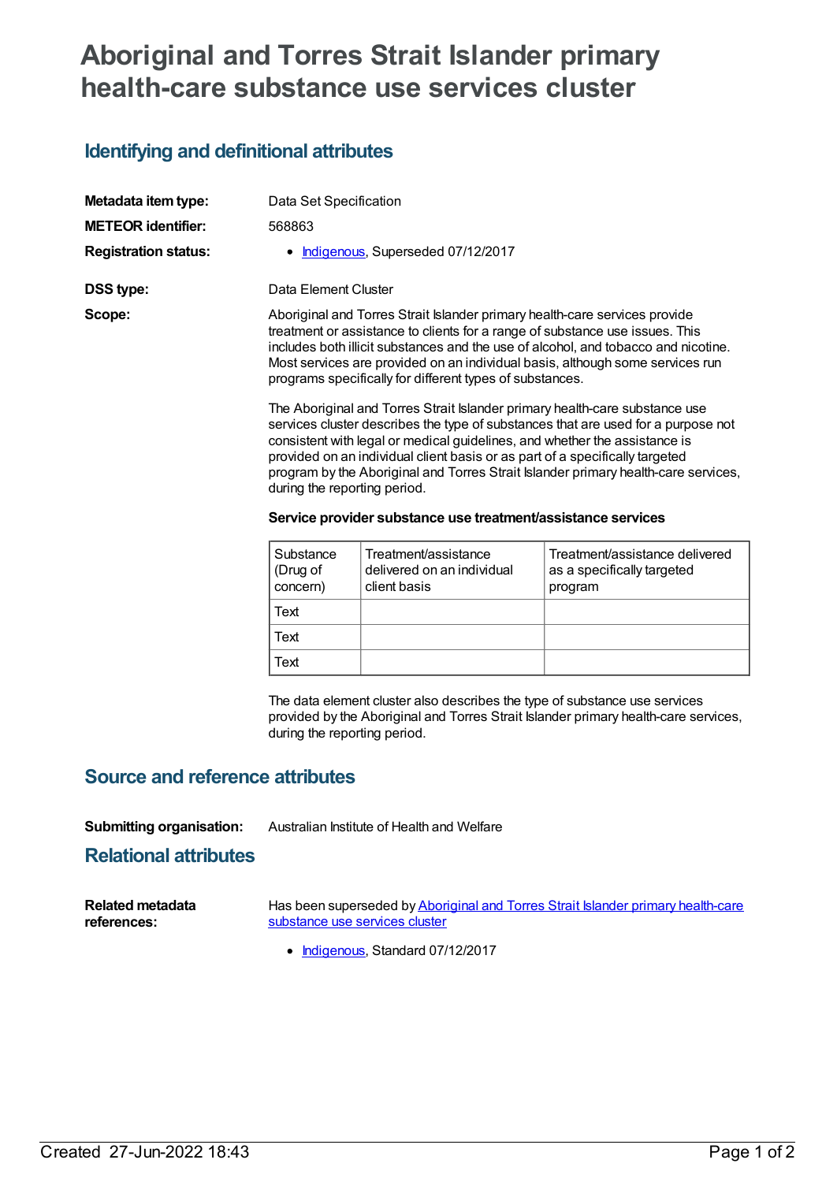# Aboriginal and Torres Strait Islander primary health-care substance use services cluster

## Identifying and definitional attributes

**Metadata item type:** Data Set Specification

**METEOR identifier:** 568863

**Registration status:**

- Indigenous, Superseded 07/12/2017

**DSS type:** Data Element Cluster

**Scope:** Aboriginal and Torres Strait Islander primary health-care services provide treatment or assistance to clients for a range of substance use issues. This includes both illicit substances and the use of alcohol, and tobacco and nicotine. Most services are provided on an individual basis, although some services run programs specifically for different types of substances.

The Aboriginal and Torres Strait Islander primary health-care substance use services cluster describes the type of substances that are used for a purpose not consistent with legal or medical guidelines, and whether the assistance is provided on an individual client basis or as part of a specifically targeted program by the Aboriginal and Torres Strait Islander primary health-care services, during the reporting period.

**Service provider substance use treatment/assistance services**

| Substance (Drug of concern) | Treatment/assistance delivered on an individual client basis | Treatment/assistance delivered as a specifically targeted program |
|---|---|---|
| Text | | |
| Text | | |
| Text | | |

The data element cluster also describes the type of substance use services provided by the Aboriginal and Torres Strait Islander primary health-care services, during the reporting period.

## Source and reference attributes

**Submitting organisation:** Australian Institute of Health and Welfare

## Relational attributes

**Related metadata references:** Has been superseded by Aboriginal and Torres Strait Islander primary health-care substance use services cluster

- Indigenous, Standard 07/12/2017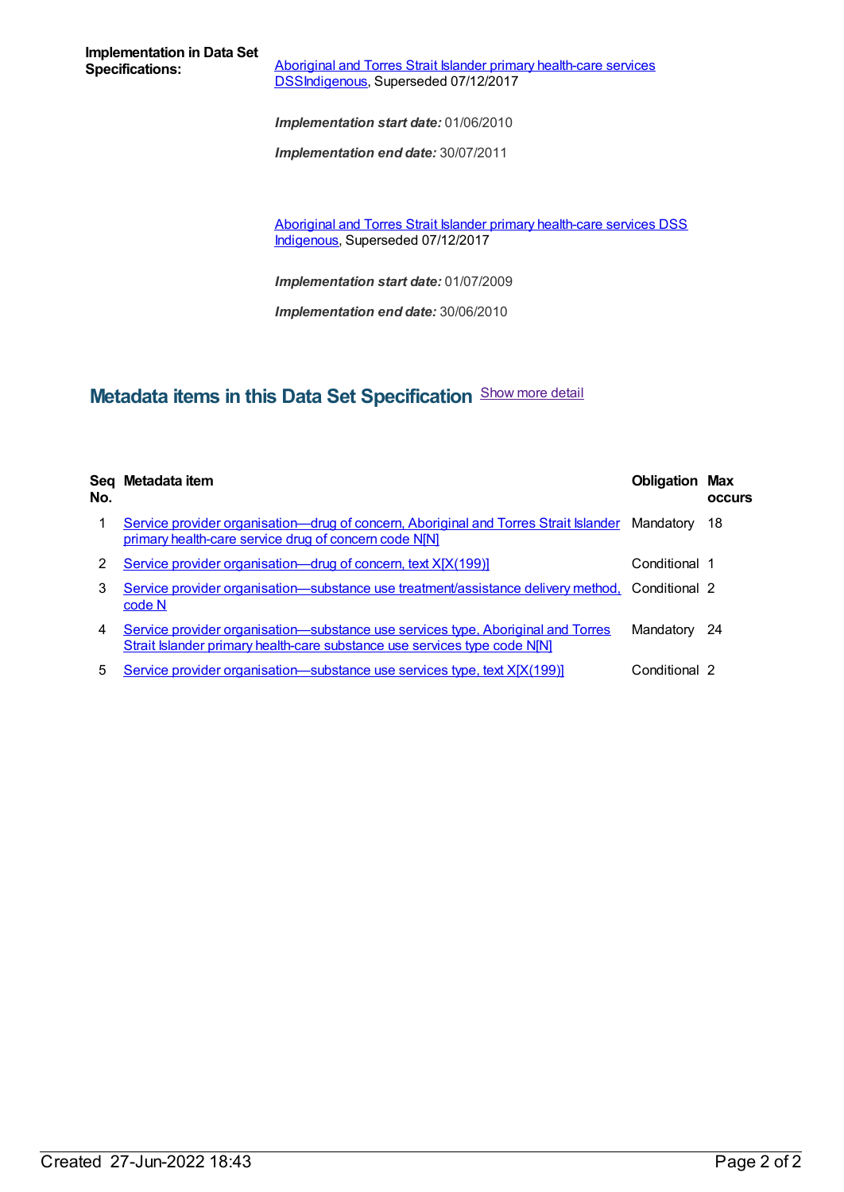**Implementation in Data Set Specifications:**

Aboriginal and Torres Strait Islander primary health-care services DSSIndigenous, Superseded 07/12/2017

***Implementation start date:*** 01/06/2010

***Implementation end date:*** 30/07/2011

Aboriginal and Torres Strait Islander primary health-care services DSS Indigenous, Superseded 07/12/2017

***Implementation start date:*** 01/07/2009

***Implementation end date:*** 30/06/2010

## Metadata items in this Data Set Specification

Show more detail

| Seq No. | Metadata item | Obligation | Max occurs |
|---|---|---|---|
| 1 | Service provider organisation—drug of concern, Aboriginal and Torres Strait Islander primary health-care service drug of concern code N[N] | Mandatory | 18 |
| 2 | Service provider organisation—drug of concern, text X[X(199)] | Conditional | 1 |
| 3 | Service provider organisation—substance use treatment/assistance delivery method, code N | Conditional | 2 |
| 4 | Service provider organisation—substance use services type, Aboriginal and Torres Strait Islander primary health-care substance use services type code N[N] | Mandatory | 24 |
| 5 | Service provider organisation—substance use services type, text X[X(199)] | Conditional | 2 |